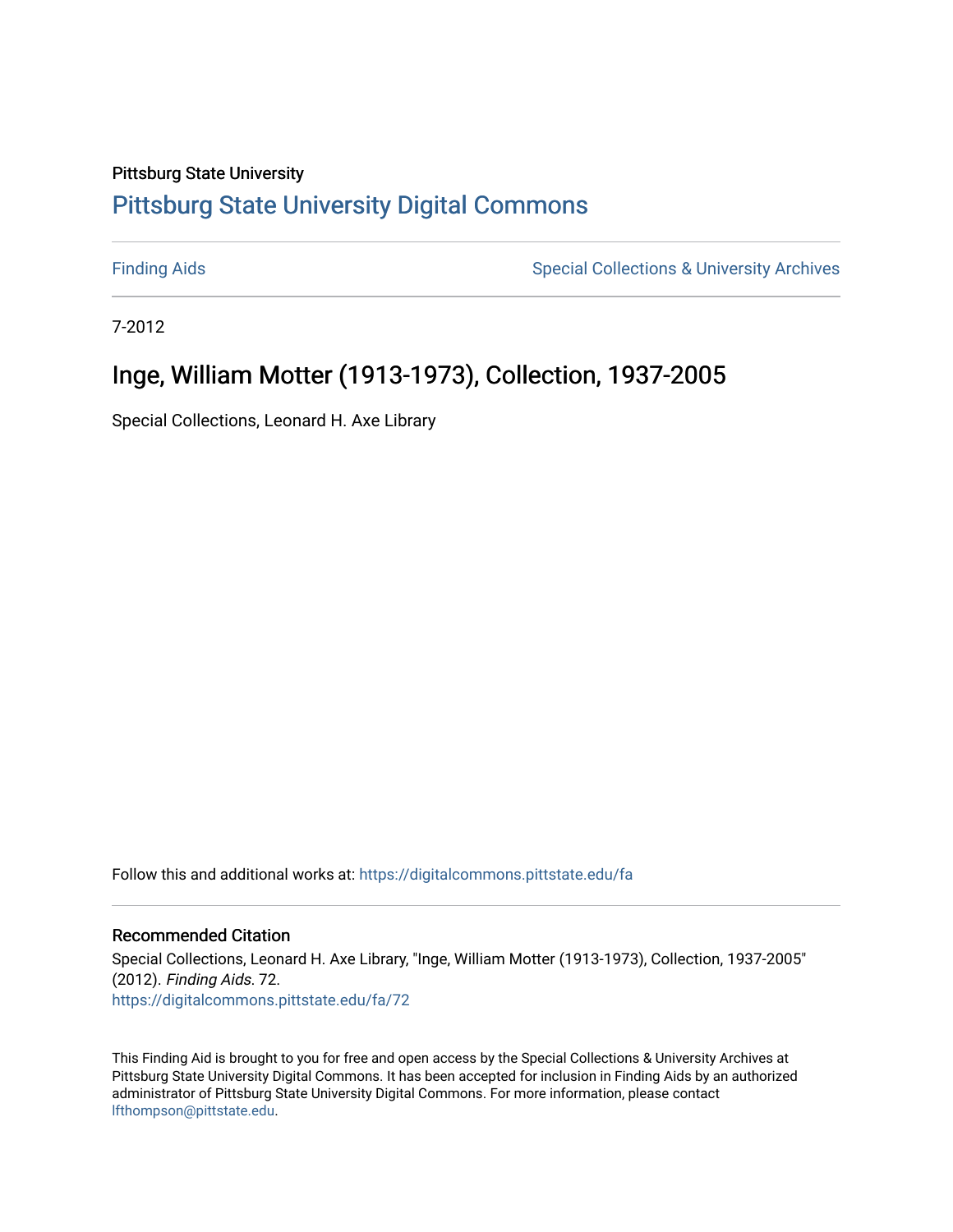Pittsburg State University

# Pittsburg State University Digital Commons

Finding Aids

Special Collections & University Archives

7-2012

## Inge, William Motter (1913-1973), Collection, 1937-2005

Special Collections, Leonard H. Axe Library

Follow this and additional works at: https://digitalcommons.pittstate.edu/fa

### Recommended Citation

Special Collections, Leonard H. Axe Library, "Inge, William Motter (1913-1973), Collection, 1937-2005" (2012). *Finding Aids*. 72.
https://digitalcommons.pittstate.edu/fa/72

This Finding Aid is brought to you for free and open access by the Special Collections & University Archives at Pittsburg State University Digital Commons. It has been accepted for inclusion in Finding Aids by an authorized administrator of Pittsburg State University Digital Commons. For more information, please contact lfthompson@pittstate.edu.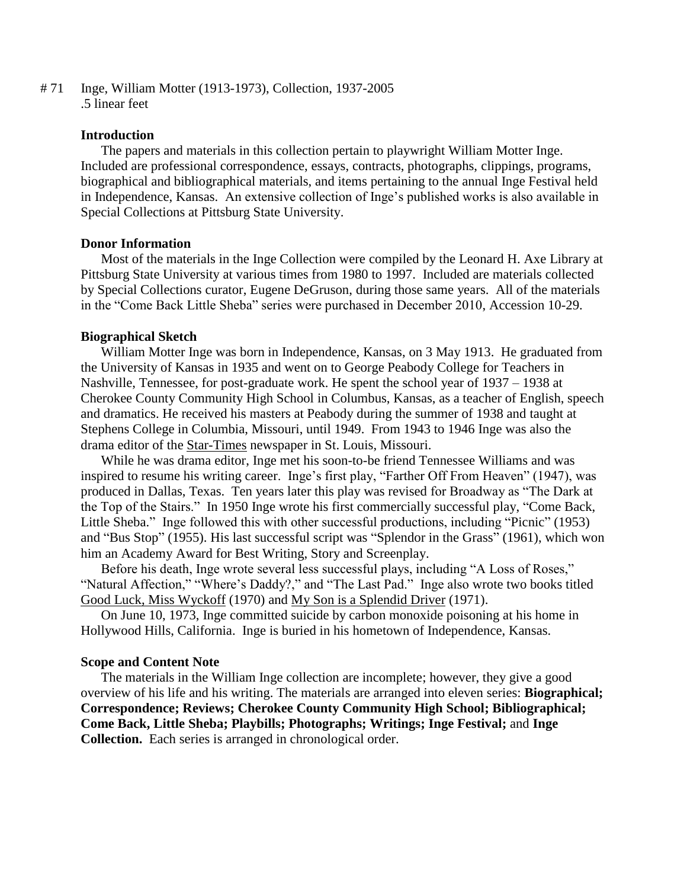# 71 Inge, William Motter (1913-1973), Collection, 1937-2005
.5 linear feet

**Introduction**

The papers and materials in this collection pertain to playwright William Motter Inge. Included are professional correspondence, essays, contracts, photographs, clippings, programs, biographical and bibliographical materials, and items pertaining to the annual Inge Festival held in Independence, Kansas. An extensive collection of Inge's published works is also available in Special Collections at Pittsburg State University.

**Donor Information**

Most of the materials in the Inge Collection were compiled by the Leonard H. Axe Library at Pittsburg State University at various times from 1980 to 1997. Included are materials collected by Special Collections curator, Eugene DeGruson, during those same years. All of the materials in the "Come Back Little Sheba" series were purchased in December 2010, Accession 10-29.

**Biographical Sketch**

William Motter Inge was born in Independence, Kansas, on 3 May 1913. He graduated from the University of Kansas in 1935 and went on to George Peabody College for Teachers in Nashville, Tennessee, for post-graduate work. He spent the school year of 1937 – 1938 at Cherokee County Community High School in Columbus, Kansas, as a teacher of English, speech and dramatics. He received his masters at Peabody during the summer of 1938 and taught at Stephens College in Columbia, Missouri, until 1949. From 1943 to 1946 Inge was also the drama editor of the Star-Times newspaper in St. Louis, Missouri.

While he was drama editor, Inge met his soon-to-be friend Tennessee Williams and was inspired to resume his writing career. Inge's first play, "Farther Off From Heaven" (1947), was produced in Dallas, Texas. Ten years later this play was revised for Broadway as "The Dark at the Top of the Stairs." In 1950 Inge wrote his first commercially successful play, "Come Back, Little Sheba." Inge followed this with other successful productions, including "Picnic" (1953) and "Bus Stop" (1955). His last successful script was "Splendor in the Grass" (1961), which won him an Academy Award for Best Writing, Story and Screenplay.

Before his death, Inge wrote several less successful plays, including "A Loss of Roses," "Natural Affection," "Where's Daddy?," and "The Last Pad." Inge also wrote two books titled Good Luck, Miss Wyckoff (1970) and My Son is a Splendid Driver (1971).

On June 10, 1973, Inge committed suicide by carbon monoxide poisoning at his home in Hollywood Hills, California. Inge is buried in his hometown of Independence, Kansas.

**Scope and Content Note**

The materials in the William Inge collection are incomplete; however, they give a good overview of his life and his writing. The materials are arranged into eleven series: **Biographical; Correspondence; Reviews; Cherokee County Community High School; Bibliographical; Come Back, Little Sheba; Playbills; Photographs; Writings; Inge Festival;** and **Inge Collection.** Each series is arranged in chronological order.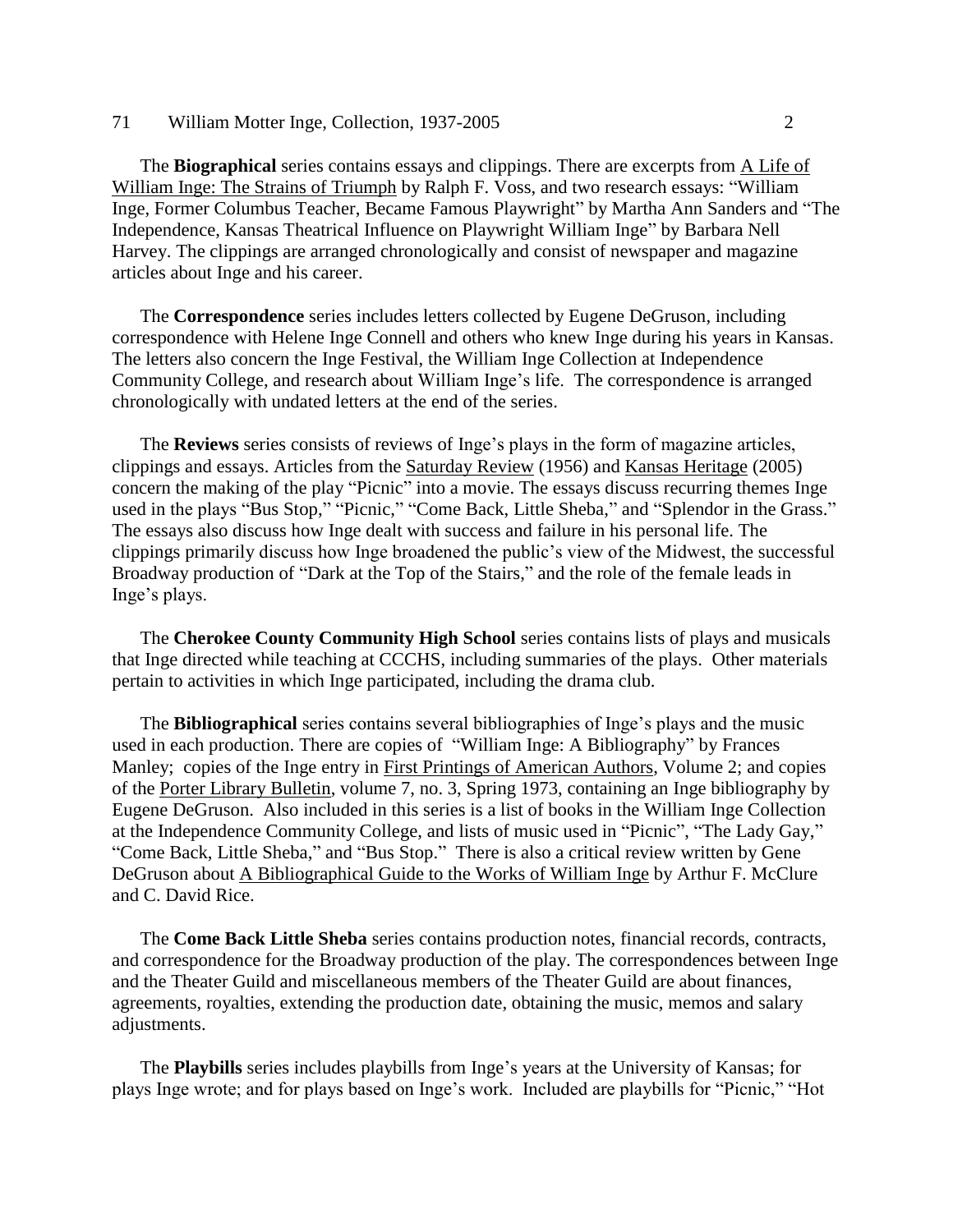The **Biographical** series contains essays and clippings. There are excerpts from A Life of William Inge: The Strains of Triumph by Ralph F. Voss, and two research essays: "William Inge, Former Columbus Teacher, Became Famous Playwright" by Martha Ann Sanders and "The Independence, Kansas Theatrical Influence on Playwright William Inge" by Barbara Nell Harvey. The clippings are arranged chronologically and consist of newspaper and magazine articles about Inge and his career.

The **Correspondence** series includes letters collected by Eugene DeGruson, including correspondence with Helene Inge Connell and others who knew Inge during his years in Kansas. The letters also concern the Inge Festival, the William Inge Collection at Independence Community College, and research about William Inge's life. The correspondence is arranged chronologically with undated letters at the end of the series.

The **Reviews** series consists of reviews of Inge's plays in the form of magazine articles, clippings and essays. Articles from the Saturday Review (1956) and Kansas Heritage (2005) concern the making of the play "Picnic" into a movie. The essays discuss recurring themes Inge used in the plays "Bus Stop," "Picnic," "Come Back, Little Sheba," and "Splendor in the Grass." The essays also discuss how Inge dealt with success and failure in his personal life. The clippings primarily discuss how Inge broadened the public's view of the Midwest, the successful Broadway production of "Dark at the Top of the Stairs," and the role of the female leads in Inge's plays.

The **Cherokee County Community High School** series contains lists of plays and musicals that Inge directed while teaching at CCCHS, including summaries of the plays. Other materials pertain to activities in which Inge participated, including the drama club.

The **Bibliographical** series contains several bibliographies of Inge's plays and the music used in each production. There are copies of "William Inge: A Bibliography" by Frances Manley; copies of the Inge entry in First Printings of American Authors, Volume 2; and copies of the Porter Library Bulletin, volume 7, no. 3, Spring 1973, containing an Inge bibliography by Eugene DeGruson. Also included in this series is a list of books in the William Inge Collection at the Independence Community College, and lists of music used in "Picnic", "The Lady Gay," "Come Back, Little Sheba," and "Bus Stop." There is also a critical review written by Gene DeGruson about A Bibliographical Guide to the Works of William Inge by Arthur F. McClure and C. David Rice.

The **Come Back Little Sheba** series contains production notes, financial records, contracts, and correspondence for the Broadway production of the play. The correspondences between Inge and the Theater Guild and miscellaneous members of the Theater Guild are about finances, agreements, royalties, extending the production date, obtaining the music, memos and salary adjustments.

The **Playbills** series includes playbills from Inge's years at the University of Kansas; for plays Inge wrote; and for plays based on Inge's work. Included are playbills for "Picnic," "Hot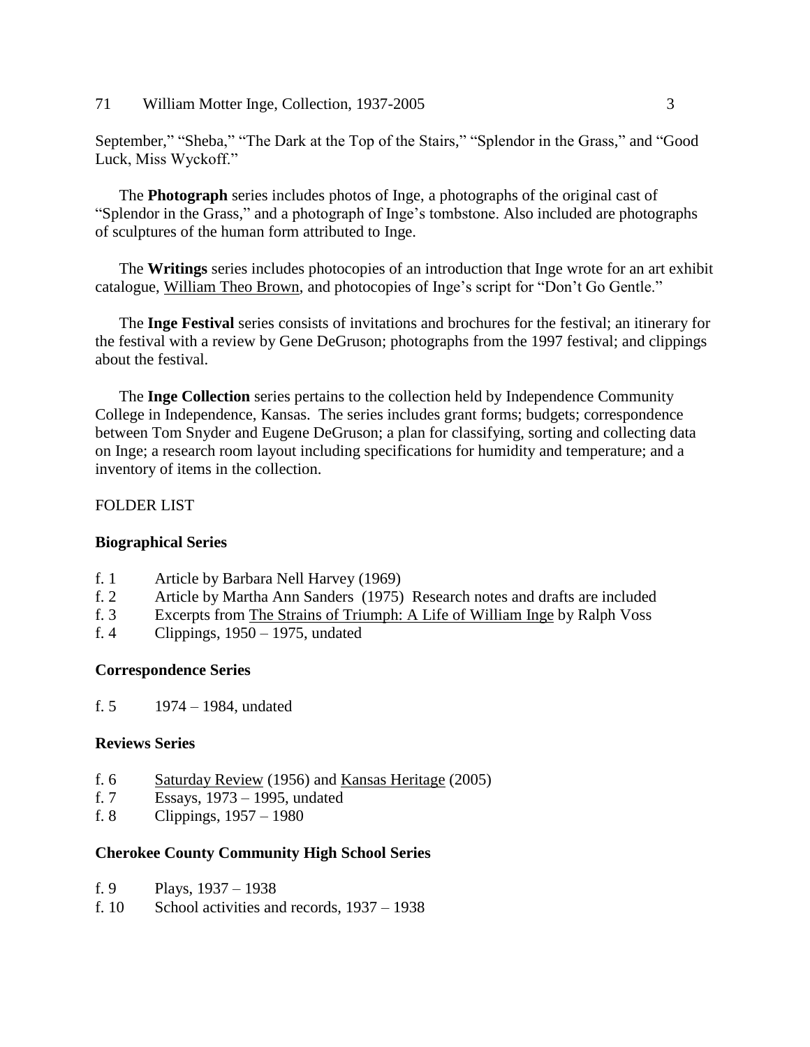September," "Sheba," "The Dark at the Top of the Stairs," "Splendor in the Grass," and "Good Luck, Miss Wyckoff."

The **Photograph** series includes photos of Inge, a photographs of the original cast of "Splendor in the Grass," and a photograph of Inge's tombstone. Also included are photographs of sculptures of the human form attributed to Inge.

The **Writings** series includes photocopies of an introduction that Inge wrote for an art exhibit catalogue, William Theo Brown, and photocopies of Inge's script for "Don't Go Gentle."

The **Inge Festival** series consists of invitations and brochures for the festival; an itinerary for the festival with a review by Gene DeGruson; photographs from the 1997 festival; and clippings about the festival.

The **Inge Collection** series pertains to the collection held by Independence Community College in Independence, Kansas. The series includes grant forms; budgets; correspondence between Tom Snyder and Eugene DeGruson; a plan for classifying, sorting and collecting data on Inge; a research room layout including specifications for humidity and temperature; and a inventory of items in the collection.

FOLDER LIST

**Biographical Series**

- f. 1 Article by Barbara Nell Harvey (1969)
- f. 2 Article by Martha Ann Sanders (1975) Research notes and drafts are included
- f. 3 Excerpts from The Strains of Triumph: A Life of William Inge by Ralph Voss
- f. 4 Clippings, 1950 – 1975, undated

**Correspondence Series**

- f. 5 1974 – 1984, undated

**Reviews Series**

- f. 6 Saturday Review (1956) and Kansas Heritage (2005)
- f. 7 Essays, 1973 – 1995, undated
- f. 8 Clippings, 1957 – 1980

**Cherokee County Community High School Series**

- f. 9 Plays, 1937 – 1938
- f. 10 School activities and records, 1937 – 1938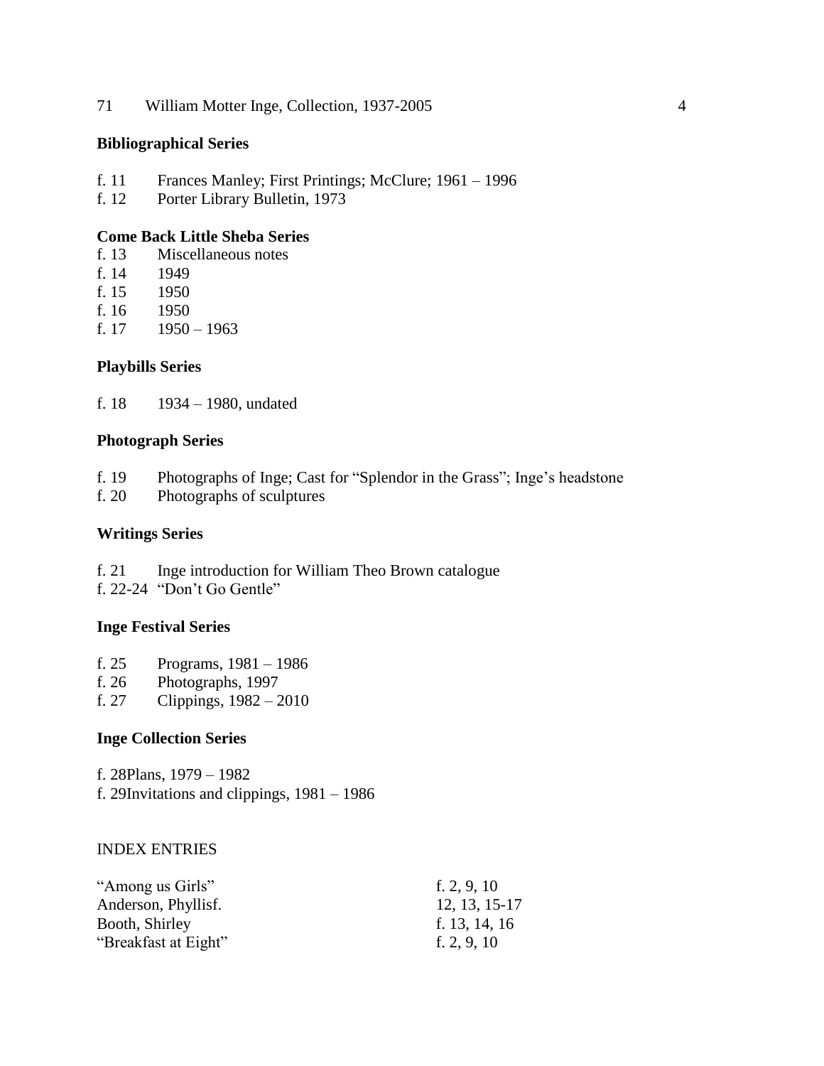## Bibliographical Series

f. 11 Frances Manley; First Printings; McClure; 1961 – 1996
f. 12 Porter Library Bulletin, 1973

## Come Back Little Sheba Series

f. 13 Miscellaneous notes
f. 14 1949
f. 15 1950
f. 16 1950
f. 17 1950 – 1963

## Playbills Series

f. 18 1934 – 1980, undated

## Photograph Series

f. 19 Photographs of Inge; Cast for "Splendor in the Grass"; Inge's headstone
f. 20 Photographs of sculptures

## Writings Series

f. 21 Inge introduction for William Theo Brown catalogue
f. 22-24 "Don't Go Gentle"

## Inge Festival Series

f. 25 Programs, 1981 – 1986
f. 26 Photographs, 1997
f. 27 Clippings, 1982 – 2010

## Inge Collection Series

f. 28Plans, 1979 – 1982
f. 29Invitations and clippings, 1981 – 1986

INDEX ENTRIES

| | |
|---|---|
| "Among us Girls" | f. 2, 9, 10 |
| Anderson, Phyllisf. | 12, 13, 15-17 |
| Booth, Shirley | f. 13, 14, 16 |
| "Breakfast at Eight" | f. 2, 9, 10 |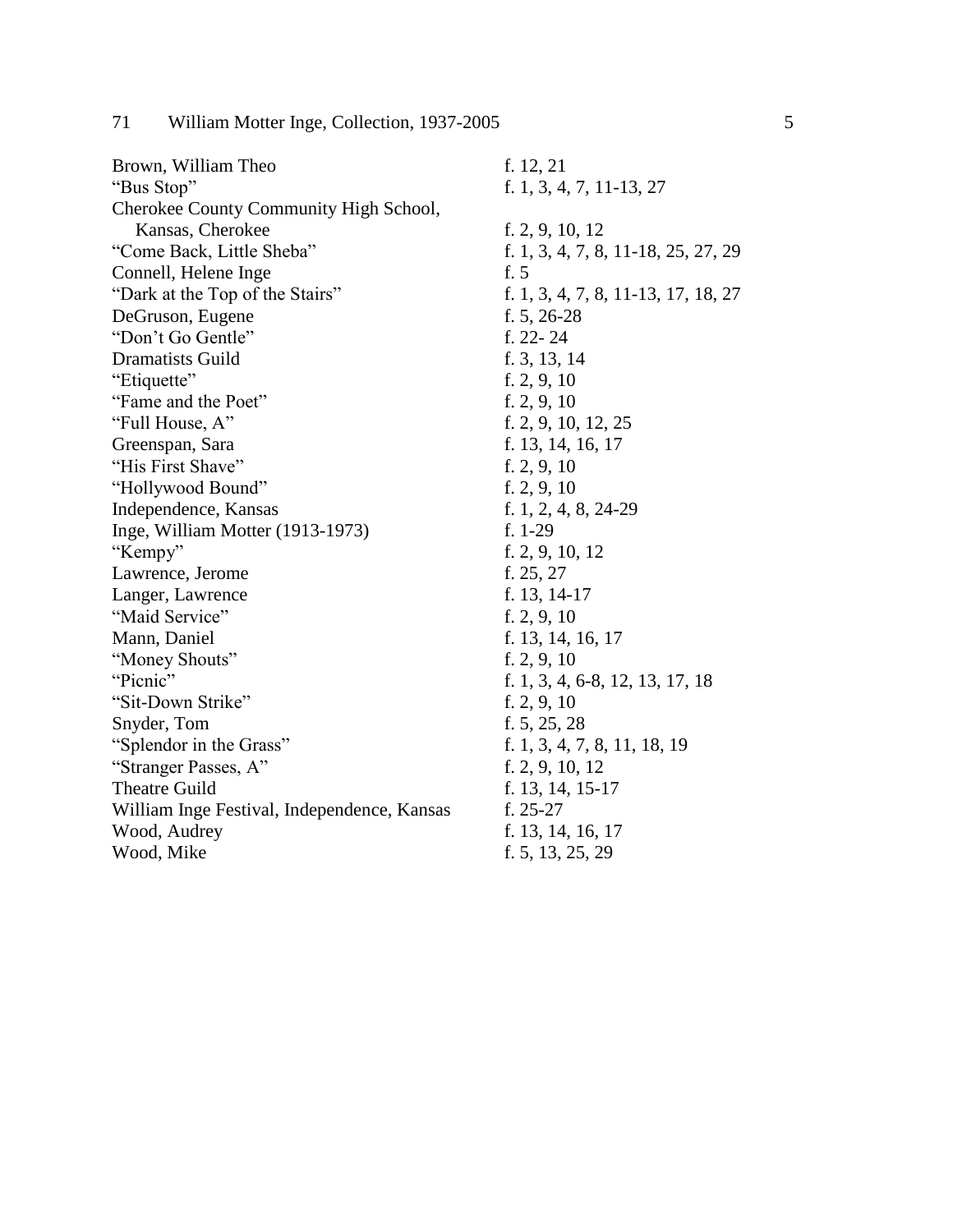| | |
|---|---|
| Brown, William Theo | f. 12, 21 |
| "Bus Stop" | f. 1, 3, 4, 7, 11-13, 27 |
| Cherokee County Community High School, Kansas, Cherokee | f. 2, 9, 10, 12 |
| "Come Back, Little Sheba" | f. 1, 3, 4, 7, 8, 11-18, 25, 27, 29 |
| Connell, Helene Inge | f. 5 |
| "Dark at the Top of the Stairs" | f. 1, 3, 4, 7, 8, 11-13, 17, 18, 27 |
| DeGruson, Eugene | f. 5, 26-28 |
| "Don't Go Gentle" | f. 22- 24 |
| Dramatists Guild | f. 3, 13, 14 |
| "Etiquette" | f. 2, 9, 10 |
| "Fame and the Poet" | f. 2, 9, 10 |
| "Full House, A" | f. 2, 9, 10, 12, 25 |
| Greenspan, Sara | f. 13, 14, 16, 17 |
| "His First Shave" | f. 2, 9, 10 |
| "Hollywood Bound" | f. 2, 9, 10 |
| Independence, Kansas | f. 1, 2, 4, 8, 24-29 |
| Inge, William Motter (1913-1973) | f. 1-29 |
| "Kempy" | f. 2, 9, 10, 12 |
| Lawrence, Jerome | f. 25, 27 |
| Langer, Lawrence | f. 13, 14-17 |
| "Maid Service" | f. 2, 9, 10 |
| Mann, Daniel | f. 13, 14, 16, 17 |
| "Money Shouts" | f. 2, 9, 10 |
| "Picnic" | f. 1, 3, 4, 6-8, 12, 13, 17, 18 |
| "Sit-Down Strike" | f. 2, 9, 10 |
| Snyder, Tom | f. 5, 25, 28 |
| "Splendor in the Grass" | f. 1, 3, 4, 7, 8, 11, 18, 19 |
| "Stranger Passes, A" | f. 2, 9, 10, 12 |
| Theatre Guild | f. 13, 14, 15-17 |
| William Inge Festival, Independence, Kansas | f. 25-27 |
| Wood, Audrey | f. 13, 14, 16, 17 |
| Wood, Mike | f. 5, 13, 25, 29 |